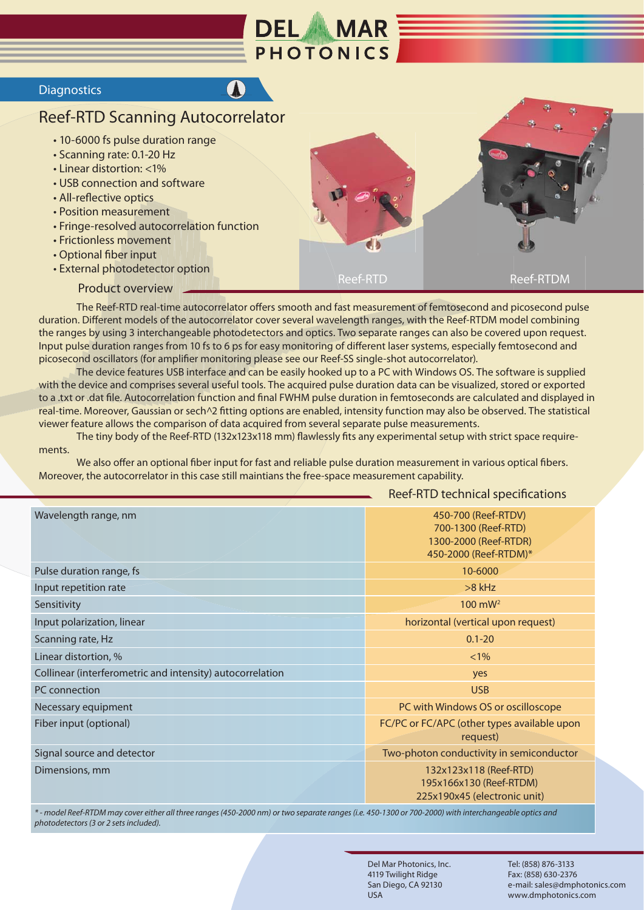Diagnostics

# Reef-RTD Scanning Autocorrelator

- 10-6000 fs pulse duration range
- Scanning rate: 0.1-20 Hz
- Linear distortion: <1%
- USB connection and software
- All-reflective optics
- Position measurement
- Fringe-resolved autocorrelation function
- Frictionless movement
- Optional fiber input
- External photodetector option

Reef-RTD

Reef-RTDM

## Product overview

The Reef-RTD real-time autocorrelator offers smooth and fast measurement of femtosecond and picosecond pulse duration. Different models of the autocorrelator cover several wavelength ranges, with the Reef-RTDM model combining the ranges by using 3 interchangeable photodetectors and optics. Two separate ranges can also be covered upon request. Input pulse duration ranges from 10 fs to 6 ps for easy monitoring of different laser systems, especially femtosecond and picosecond oscillators (for amplifier monitoring please see our Reef-SS single-shot autocorrelator).

The device features USB interface and can be easily hooked up to a PC with Windows OS. The software is supplied with the device and comprises several useful tools. The acquired pulse duration data can be visualized, stored or exported to a .txt or .dat file. Autocorrelation function and final FWHM pulse duration in femtoseconds are calculated and displayed in real-time. Moreover, Gaussian or sech^2 fitting options are enabled, intensity function may also be observed. The statistical viewer feature allows the comparison of data acquired from several separate pulse measurements.

The tiny body of the Reef-RTD (132x123x118 mm) flawlessly fits any experimental setup with strict space requirements.

We also offer an optional fiber input for fast and reliable pulse duration measurement in various optical fibers. Moreover, the autocorrelator in this case still maintians the free-space measurement capability.

## Reef-RTD technical specifications

| Parameter | Value |
|---|---|
| Wavelength range, nm | 450-700 (Reef-RTDV)<br>700-1300 (Reef-RTD)<br>1300-2000 (Reef-RTDR)<br>450-2000 (Reef-RTDM)* |
| Pulse duration range, fs | 10-6000 |
| Input repetition rate | >8 kHz |
| Sensitivity | 100 $mW^2$ |
| Input polarization, linear | horizontal (vertical upon request) |
| Scanning rate, Hz | 0.1-20 |
| Linear distortion, % | <1% |
| Collinear (interferometric and intensity) autocorrelation | yes |
| PC connection | USB |
| Necessary equipment | PC with Windows OS or oscilloscope |
| Fiber input (optional) | FC/PC or FC/APC (other types available upon request) |
| Signal source and detector | Two-photon conductivity in semiconductor |
| Dimensions, mm | 132x123x118 (Reef-RTD)<br>195x166x130 (Reef-RTDM)<br>225x190x45 (electronic unit) |

*\* - model Reef-RTDM may cover either all three ranges (450-2000 nm) or two separate ranges (i.e. 450-1300 or 700-2000) with interchangeable optics and photodetectors (3 or 2 sets included).*

Del Mar Photonics, Inc.
4119 Twilight Ridge
San Diego, CA 92130
USA

Tel: (858) 876-3133
Fax: (858) 630-2376
e-mail: sales@dmphotonics.com
www.dmphotonics.com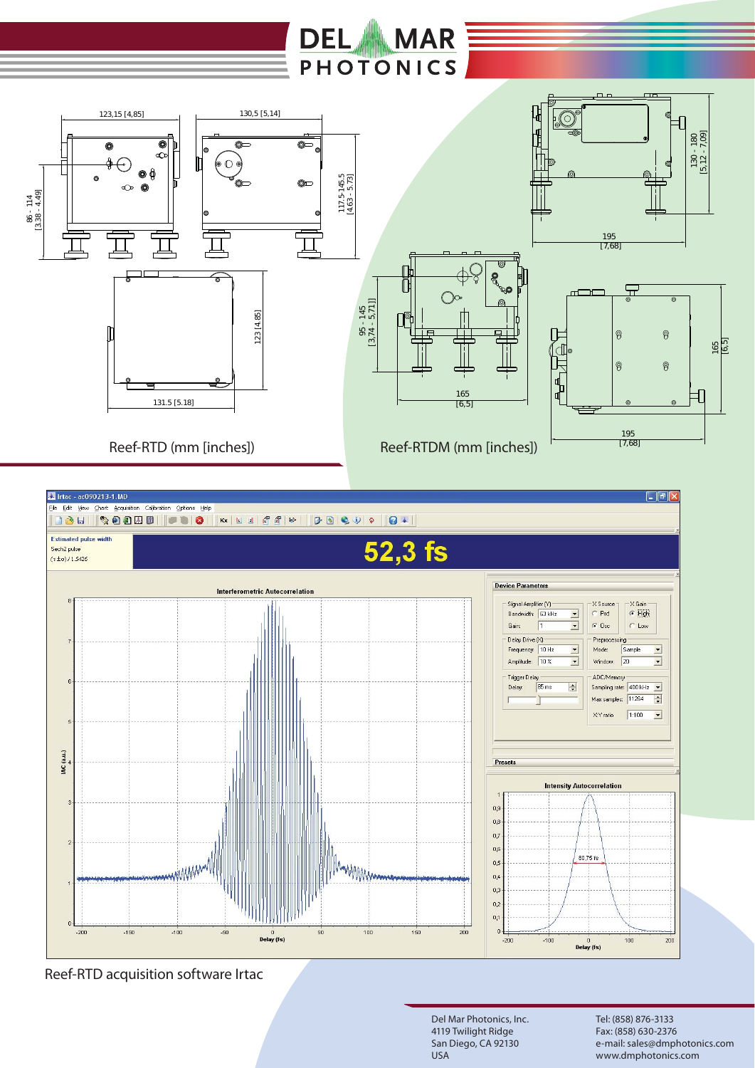DEL MAR PHOTONICS

123,15 [4,85]

130,5 [5,14]

86 - 114
[3,38 - 4,49]

117,5-145,5
[4,63 - 5,73]

123 [4,85]

131.5 [5.18]

Reef-RTD (mm [inches])

130 - 180
[5,12 - 7,09]

195
[7,68]

95 - 145
[3,74 - 5,71]]

165
[6,5]

165
[6,5]

195
[7,68]

Reef-RTDM (mm [inches])

Irtac - ac090213-1.IAD

File Edit View Chart Acquisition Calibration Options Help

Estimated pulse width
Sech2 pulse
(τ ac) / 1,5426

52,3 fs

Interferometric Autocorrelation

IAC (a.u.)

Delay (fs)

Device Parameters

Signal Amplifier (Y)
Bandwidth: 63 kHz
Gain: 1

X Source
Ext
Osc

X Gain
High
Low

Delay Drive (X)
Frequency: 10 Hz
Amplitude: 10 %

Preprocessing
Mode: Sample
Window: 20

Trigger Delay
Delay: 85 ms

ADC/Memory
Sampling rate: 400 kHz
Max samples: 11264
X:Y ratio: 1:100

Presets

Intensity Autocorrelation

80,75 fs

Delay (fs)

Reef-RTD acquisition software Irtac

Del Mar Photonics, Inc.
4119 Twilight Ridge
San Diego, CA 92130
USA

Tel: (858) 876-3133
Fax: (858) 630-2376
e-mail: sales@dmphotonics.com
www.dmphotonics.com